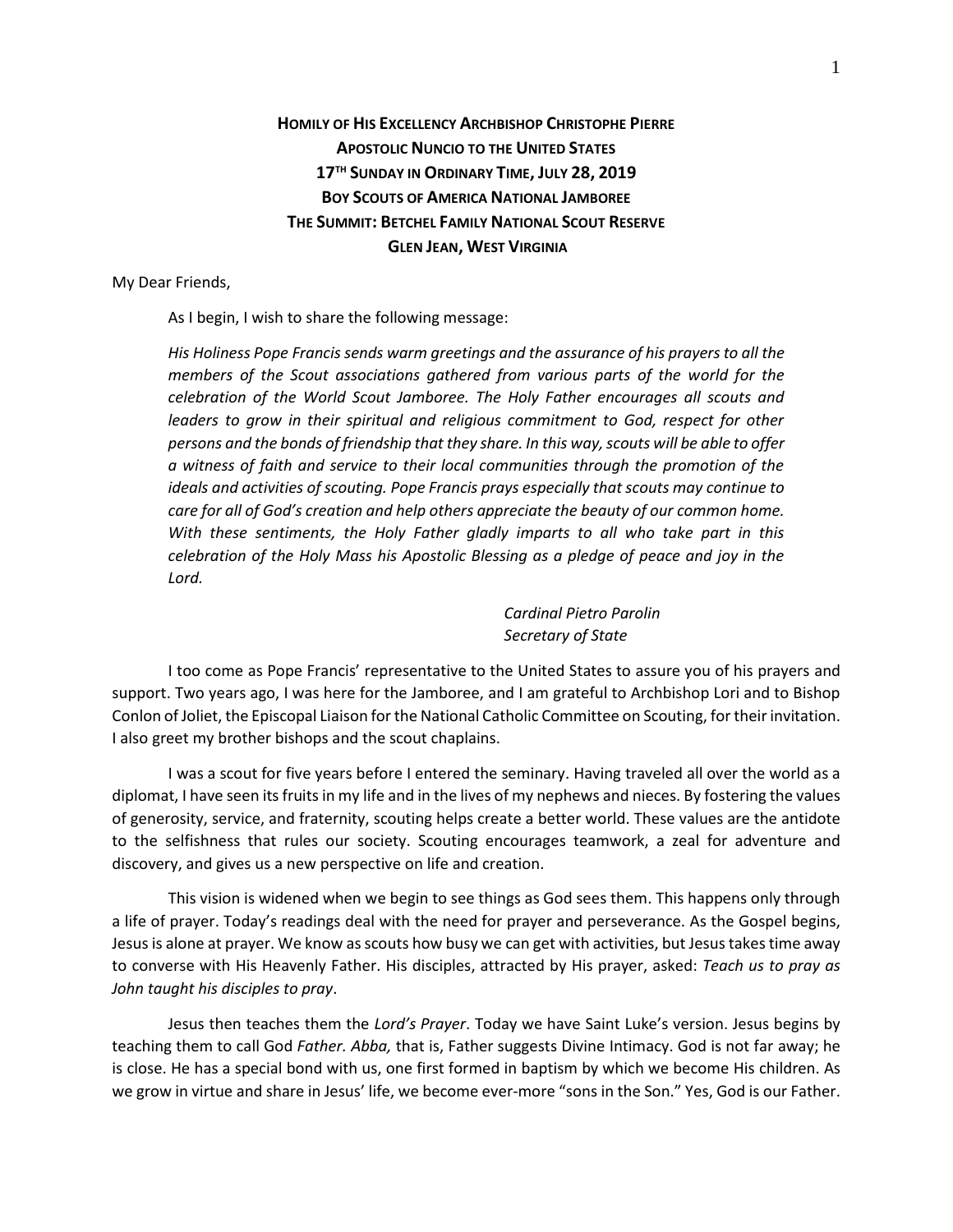# HOMILY OF HIS EXCELLENCY ARCHBISHOP CHRISTOPHE PIERRE
## APOSTOLIC NUNCIO TO THE UNITED STATES
## 17TH SUNDAY IN ORDINARY TIME, JULY 28, 2019
## BOY SCOUTS OF AMERICA NATIONAL JAMBOREE
## THE SUMMIT: BETCHEL FAMILY NATIONAL SCOUT RESERVE
## GLEN JEAN, WEST VIRGINIA

My Dear Friends,

As I begin, I wish to share the following message:

*His Holiness Pope Francis sends warm greetings and the assurance of his prayers to all the members of the Scout associations gathered from various parts of the world for the celebration of the World Scout Jamboree. The Holy Father encourages all scouts and leaders to grow in their spiritual and religious commitment to God, respect for other persons and the bonds of friendship that they share. In this way, scouts will be able to offer a witness of faith and service to their local communities through the promotion of the ideals and activities of scouting. Pope Francis prays especially that scouts may continue to care for all of God's creation and help others appreciate the beauty of our common home. With these sentiments, the Holy Father gladly imparts to all who take part in this celebration of the Holy Mass his Apostolic Blessing as a pledge of peace and joy in the Lord.*

*Cardinal Pietro Parolin*
*Secretary of State*

I too come as Pope Francis' representative to the United States to assure you of his prayers and support. Two years ago, I was here for the Jamboree, and I am grateful to Archbishop Lori and to Bishop Conlon of Joliet, the Episcopal Liaison for the National Catholic Committee on Scouting, for their invitation. I also greet my brother bishops and the scout chaplains.

I was a scout for five years before I entered the seminary. Having traveled all over the world as a diplomat, I have seen its fruits in my life and in the lives of my nephews and nieces. By fostering the values of generosity, service, and fraternity, scouting helps create a better world. These values are the antidote to the selfishness that rules our society. Scouting encourages teamwork, a zeal for adventure and discovery, and gives us a new perspective on life and creation.

This vision is widened when we begin to see things as God sees them. This happens only through a life of prayer. Today's readings deal with the need for prayer and perseverance. As the Gospel begins, Jesus is alone at prayer. We know as scouts how busy we can get with activities, but Jesus takes time away to converse with His Heavenly Father. His disciples, attracted by His prayer, asked: *Teach us to pray as John taught his disciples to pray*.

Jesus then teaches them the *Lord's Prayer*. Today we have Saint Luke's version. Jesus begins by teaching them to call God *Father. Abba,* that is, Father suggests Divine Intimacy. God is not far away; he is close. He has a special bond with us, one first formed in baptism by which we become His children. As we grow in virtue and share in Jesus' life, we become ever-more "sons in the Son." Yes, God is our Father.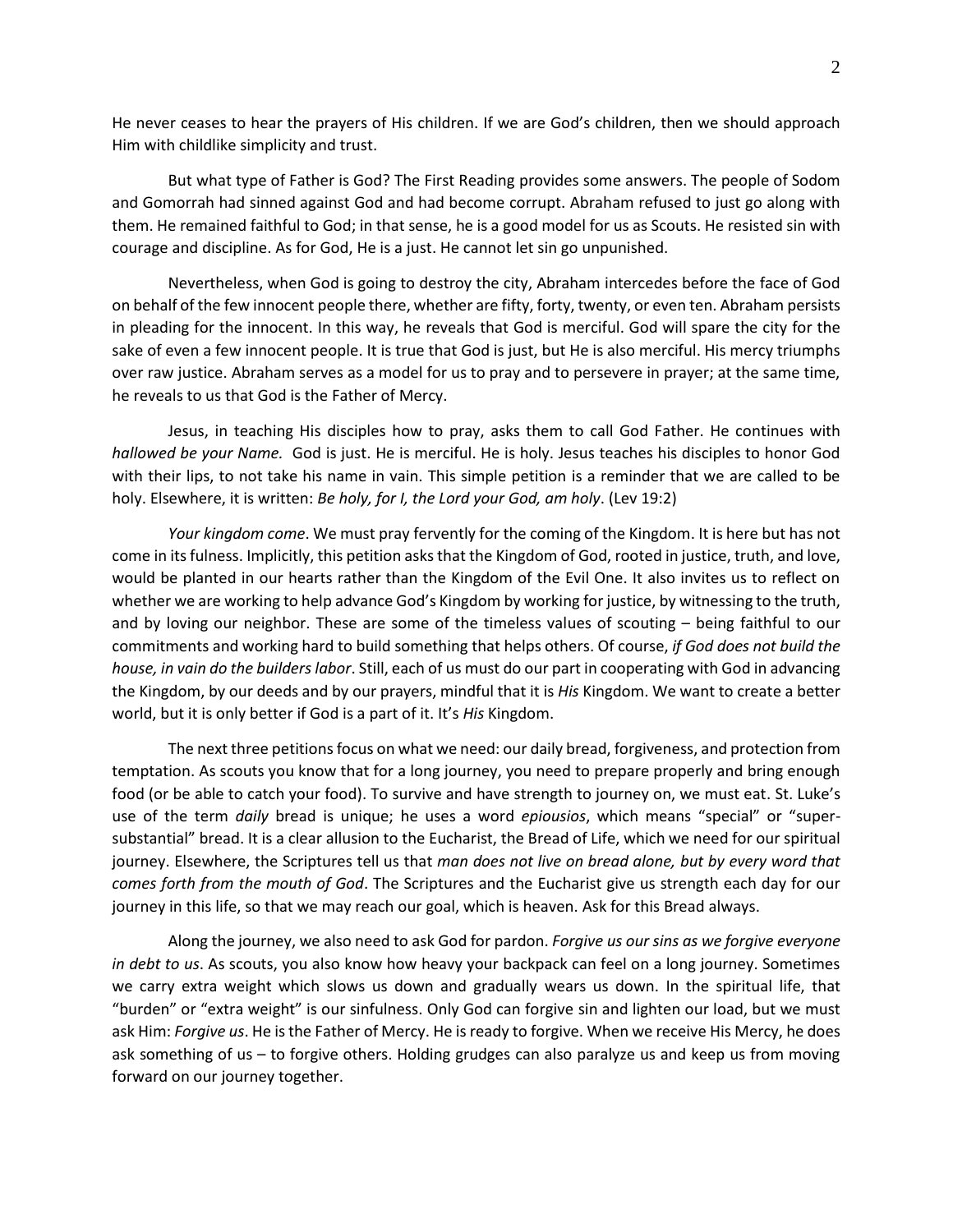He never ceases to hear the prayers of His children. If we are God's children, then we should approach Him with childlike simplicity and trust.

But what type of Father is God? The First Reading provides some answers. The people of Sodom and Gomorrah had sinned against God and had become corrupt. Abraham refused to just go along with them. He remained faithful to God; in that sense, he is a good model for us as Scouts. He resisted sin with courage and discipline. As for God, He is a just. He cannot let sin go unpunished.

Nevertheless, when God is going to destroy the city, Abraham intercedes before the face of God on behalf of the few innocent people there, whether are fifty, forty, twenty, or even ten. Abraham persists in pleading for the innocent. In this way, he reveals that God is merciful. God will spare the city for the sake of even a few innocent people. It is true that God is just, but He is also merciful. His mercy triumphs over raw justice. Abraham serves as a model for us to pray and to persevere in prayer; at the same time, he reveals to us that God is the Father of Mercy.

Jesus, in teaching His disciples how to pray, asks them to call God Father. He continues with *hallowed be your Name.* God is just. He is merciful. He is holy. Jesus teaches his disciples to honor God with their lips, to not take his name in vain. This simple petition is a reminder that we are called to be holy. Elsewhere, it is written: *Be holy, for I, the Lord your God, am holy*. (Lev 19:2)

*Your kingdom come*. We must pray fervently for the coming of the Kingdom. It is here but has not come in its fulness. Implicitly, this petition asks that the Kingdom of God, rooted in justice, truth, and love, would be planted in our hearts rather than the Kingdom of the Evil One. It also invites us to reflect on whether we are working to help advance God's Kingdom by working for justice, by witnessing to the truth, and by loving our neighbor. These are some of the timeless values of scouting – being faithful to our commitments and working hard to build something that helps others. Of course, *if God does not build the house, in vain do the builders labor*. Still, each of us must do our part in cooperating with God in advancing the Kingdom, by our deeds and by our prayers, mindful that it is *His* Kingdom. We want to create a better world, but it is only better if God is a part of it. It's *His* Kingdom.

The next three petitions focus on what we need: our daily bread, forgiveness, and protection from temptation. As scouts you know that for a long journey, you need to prepare properly and bring enough food (or be able to catch your food). To survive and have strength to journey on, we must eat. St. Luke's use of the term *daily* bread is unique; he uses a word *epiousios*, which means "special" or "super-substantial" bread. It is a clear allusion to the Eucharist, the Bread of Life, which we need for our spiritual journey. Elsewhere, the Scriptures tell us that *man does not live on bread alone, but by every word that comes forth from the mouth of God*. The Scriptures and the Eucharist give us strength each day for our journey in this life, so that we may reach our goal, which is heaven. Ask for this Bread always.

Along the journey, we also need to ask God for pardon. *Forgive us our sins as we forgive everyone in debt to us*. As scouts, you also know how heavy your backpack can feel on a long journey. Sometimes we carry extra weight which slows us down and gradually wears us down. In the spiritual life, that "burden" or "extra weight" is our sinfulness. Only God can forgive sin and lighten our load, but we must ask Him: *Forgive us*. He is the Father of Mercy. He is ready to forgive. When we receive His Mercy, he does ask something of us – to forgive others. Holding grudges can also paralyze us and keep us from moving forward on our journey together.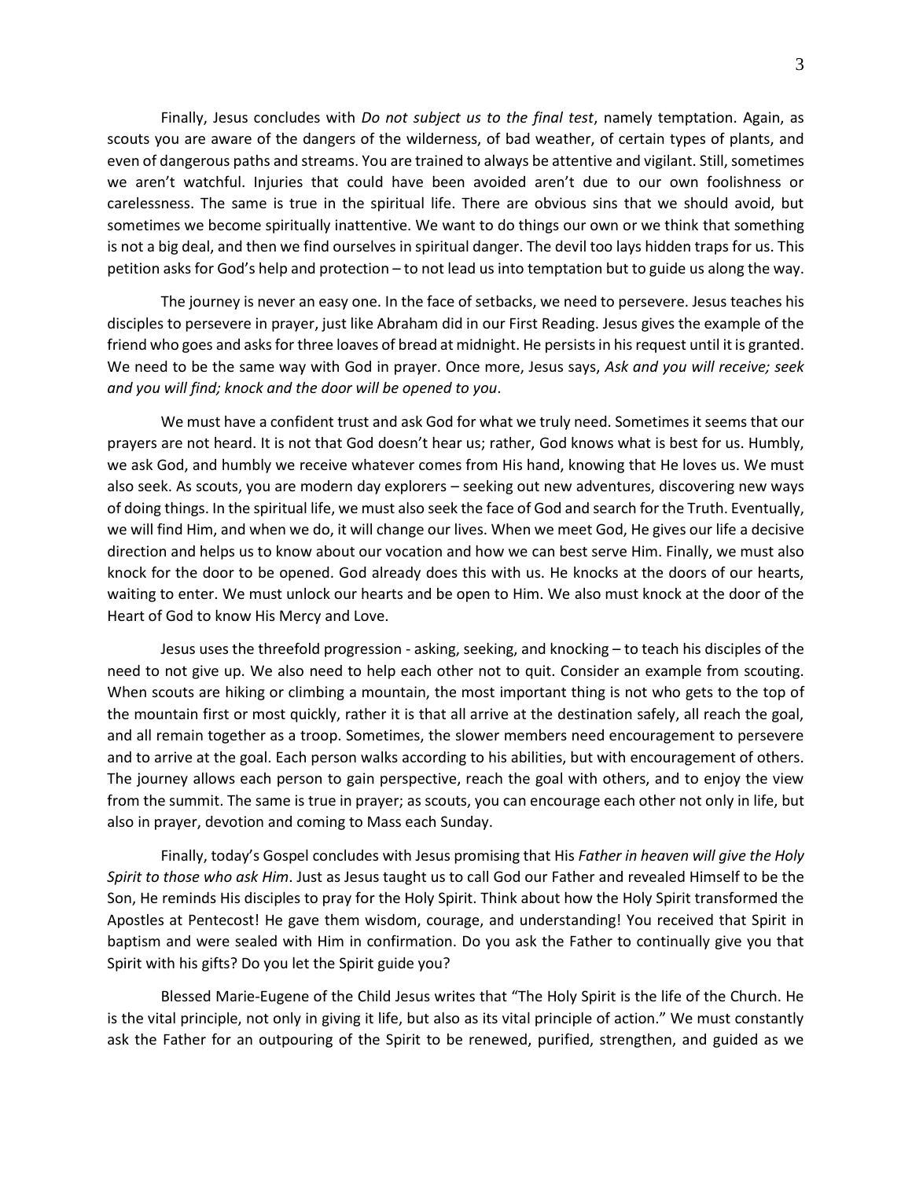Finally, Jesus concludes with *Do not subject us to the final test*, namely temptation. Again, as scouts you are aware of the dangers of the wilderness, of bad weather, of certain types of plants, and even of dangerous paths and streams. You are trained to always be attentive and vigilant. Still, sometimes we aren't watchful. Injuries that could have been avoided aren't due to our own foolishness or carelessness. The same is true in the spiritual life. There are obvious sins that we should avoid, but sometimes we become spiritually inattentive. We want to do things our own or we think that something is not a big deal, and then we find ourselves in spiritual danger. The devil too lays hidden traps for us. This petition asks for God's help and protection – to not lead us into temptation but to guide us along the way.

The journey is never an easy one. In the face of setbacks, we need to persevere. Jesus teaches his disciples to persevere in prayer, just like Abraham did in our First Reading. Jesus gives the example of the friend who goes and asks for three loaves of bread at midnight. He persists in his request until it is granted. We need to be the same way with God in prayer. Once more, Jesus says, *Ask and you will receive; seek and you will find; knock and the door will be opened to you*.

We must have a confident trust and ask God for what we truly need. Sometimes it seems that our prayers are not heard. It is not that God doesn't hear us; rather, God knows what is best for us. Humbly, we ask God, and humbly we receive whatever comes from His hand, knowing that He loves us. We must also seek. As scouts, you are modern day explorers – seeking out new adventures, discovering new ways of doing things. In the spiritual life, we must also seek the face of God and search for the Truth. Eventually, we will find Him, and when we do, it will change our lives. When we meet God, He gives our life a decisive direction and helps us to know about our vocation and how we can best serve Him. Finally, we must also knock for the door to be opened. God already does this with us. He knocks at the doors of our hearts, waiting to enter. We must unlock our hearts and be open to Him. We also must knock at the door of the Heart of God to know His Mercy and Love.

Jesus uses the threefold progression - asking, seeking, and knocking – to teach his disciples of the need to not give up. We also need to help each other not to quit. Consider an example from scouting. When scouts are hiking or climbing a mountain, the most important thing is not who gets to the top of the mountain first or most quickly, rather it is that all arrive at the destination safely, all reach the goal, and all remain together as a troop. Sometimes, the slower members need encouragement to persevere and to arrive at the goal. Each person walks according to his abilities, but with encouragement of others. The journey allows each person to gain perspective, reach the goal with others, and to enjoy the view from the summit. The same is true in prayer; as scouts, you can encourage each other not only in life, but also in prayer, devotion and coming to Mass each Sunday.

Finally, today's Gospel concludes with Jesus promising that His *Father in heaven will give the Holy Spirit to those who ask Him*. Just as Jesus taught us to call God our Father and revealed Himself to be the Son, He reminds His disciples to pray for the Holy Spirit. Think about how the Holy Spirit transformed the Apostles at Pentecost! He gave them wisdom, courage, and understanding! You received that Spirit in baptism and were sealed with Him in confirmation. Do you ask the Father to continually give you that Spirit with his gifts? Do you let the Spirit guide you?

Blessed Marie-Eugene of the Child Jesus writes that "The Holy Spirit is the life of the Church. He is the vital principle, not only in giving it life, but also as its vital principle of action." We must constantly ask the Father for an outpouring of the Spirit to be renewed, purified, strengthen, and guided as we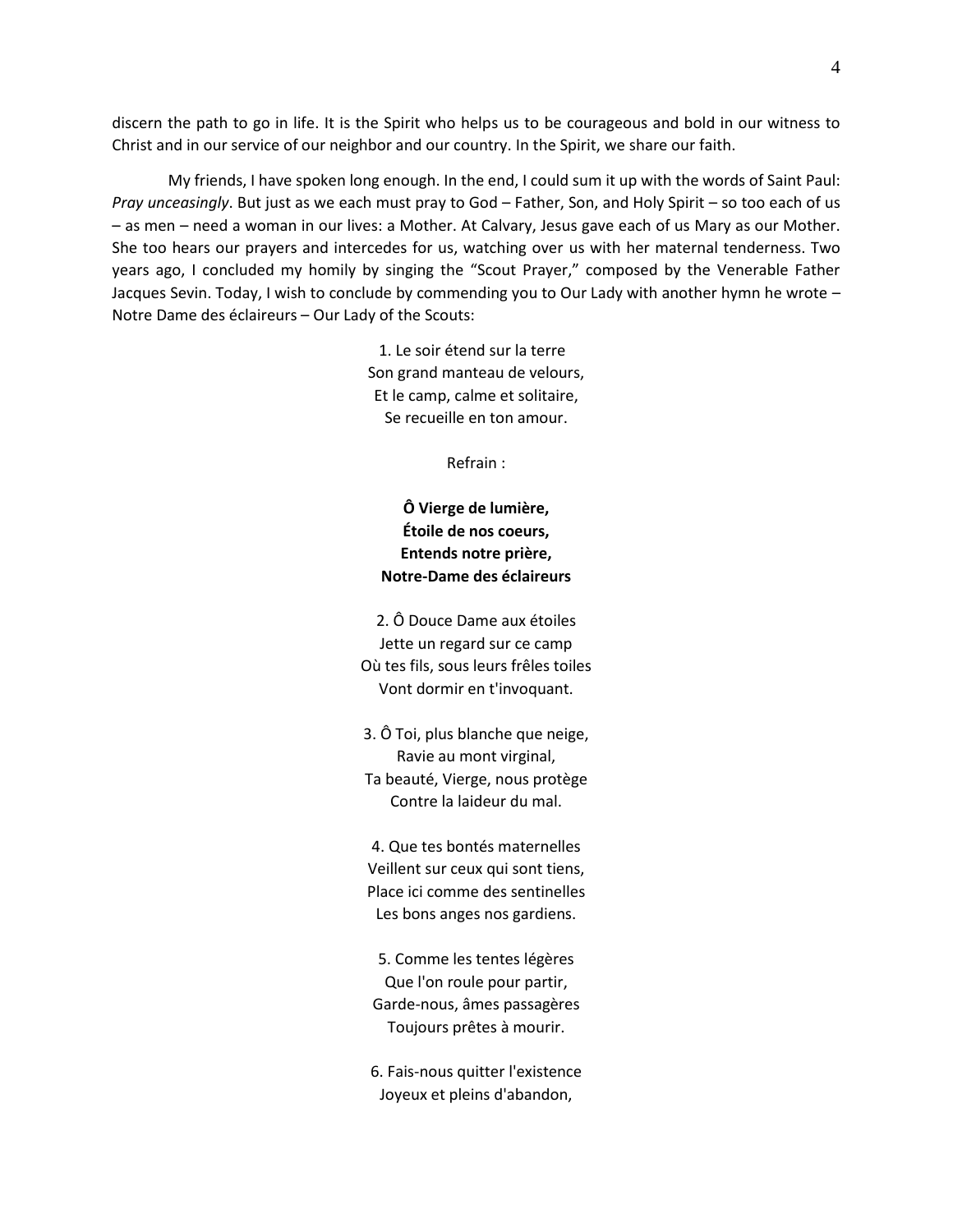discern the path to go in life. It is the Spirit who helps us to be courageous and bold in our witness to Christ and in our service of our neighbor and our country. In the Spirit, we share our faith.

My friends, I have spoken long enough. In the end, I could sum it up with the words of Saint Paul: *Pray unceasingly*. But just as we each must pray to God – Father, Son, and Holy Spirit – so too each of us – as men – need a woman in our lives: a Mother. At Calvary, Jesus gave each of us Mary as our Mother. She too hears our prayers and intercedes for us, watching over us with her maternal tenderness. Two years ago, I concluded my homily by singing the "Scout Prayer," composed by the Venerable Father Jacques Sevin. Today, I wish to conclude by commending you to Our Lady with another hymn he wrote – Notre Dame des éclaireurs – Our Lady of the Scouts:

1. Le soir étend sur la terre
Son grand manteau de velours,
Et le camp, calme et solitaire,
Se recueille en ton amour.

Refrain :

**Ô Vierge de lumière,**
**Étoile de nos coeurs,**
**Entends notre prière,**
**Notre-Dame des éclaireurs**

2. Ô Douce Dame aux étoiles
Jette un regard sur ce camp
Où tes fils, sous leurs frêles toiles
Vont dormir en t'invoquant.

3. Ô Toi, plus blanche que neige,
Ravie au mont virginal,
Ta beauté, Vierge, nous protège
Contre la laideur du mal.

4. Que tes bontés maternelles
Veillent sur ceux qui sont tiens,
Place ici comme des sentinelles
Les bons anges nos gardiens.

5. Comme les tentes légères
Que l'on roule pour partir,
Garde-nous, âmes passagères
Toujours prêtes à mourir.

6. Fais-nous quitter l'existence
Joyeux et pleins d'abandon,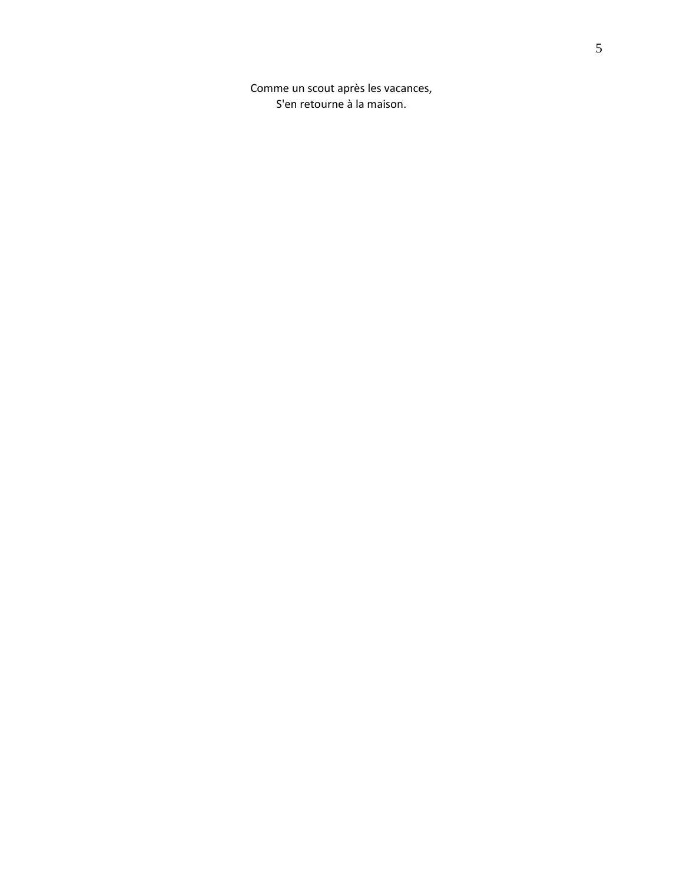Comme un scout après les vacances,  
S'en retourne à la maison.